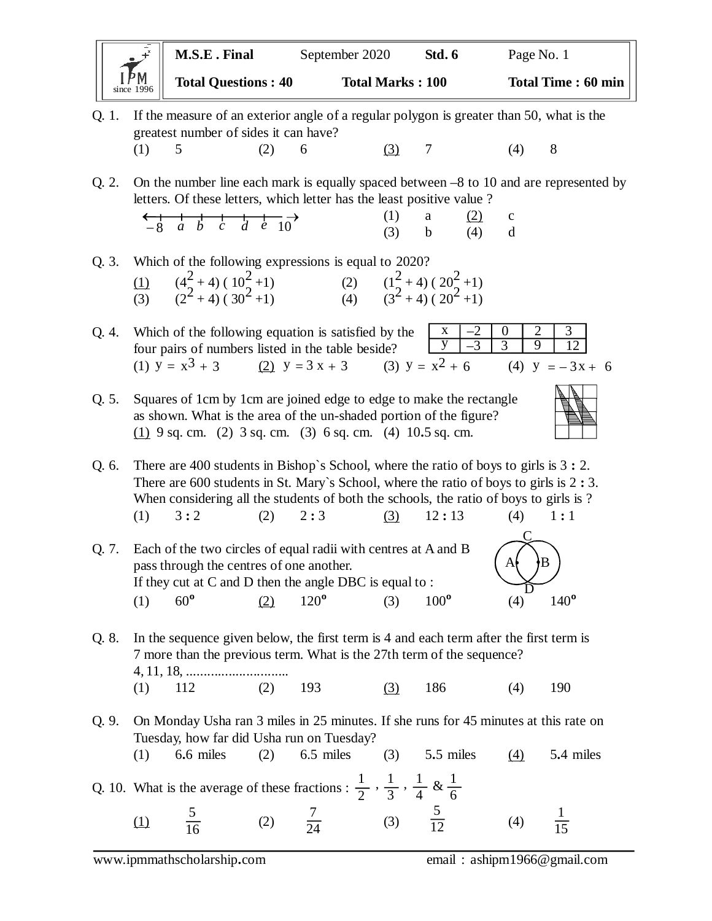| M.S.E . Final | September 2020 | Std. 6 | Page No. 1 |
|---|---|---|---|
| Total Questions : 40 | Total Marks : 100 | | Total Time : 60 min |

Q. 1. If the measure of an exterior angle of a regular polygon is greater than 50, what is the greatest number of sides it can have?

(1) 5 (2) 6 (3) 7 (4) 8

Q. 2. On the number line each mark is equally spaced between –8 to 10 and are represented by letters. Of these letters, which letter has the least positive value ?

$-8$ *a* *b* *c* *d* *e* 10

(1) a (2) c (3) b (4) d

Q. 3. Which of the following expressions is equal to 2020?

(1) $(4^2 + 4)(10^2 + 1)$ (2) $(1^2 + 4)(20^2 + 1)$

(3) $(2^2 + 4)(30^2 + 1)$ (4) $(3^2 + 4)(20^2 + 1)$

Q. 4. Which of the following equation is satisfied by the four pairs of numbers listed in the table beside?

| x | –2 | 0 | 2 | 3 |
|---|---|---|---|---|
| y | –3 | 3 | 9 | 12 |

(1) $y = x^3 + 3$ (2) $y = 3x + 3$ (3) $y = x^2 + 6$ (4) $y = -3x + 6$

Q. 5. Squares of 1cm by 1cm are joined edge to edge to make the rectangle as shown. What is the area of the un-shaded portion of the figure?

(1) 9 sq. cm. (2) 3 sq. cm. (3) 6 sq. cm. (4) 10.5 sq. cm.

Q. 6. There are 400 students in Bishop`s School, where the ratio of boys to girls is 3 : 2. There are 600 students in St. Mary`s School, where the ratio of boys to girls is 2 : 3. When considering all the students of both the schools, the ratio of boys to girls is ?

(1) 3 : 2 (2) 2 : 3 (3) 12 : 13 (4) 1 : 1

Q. 7. Each of the two circles of equal radii with centres at A and B pass through the centres of one another. If they cut at C and D then the angle DBC is equal to :

(1) $60^\circ$ (2) $120^\circ$ (3) $100^\circ$ (4) $140^\circ$

Q. 8. In the sequence given below, the first term is 4 and each term after the first term is 7 more than the previous term. What is the 27th term of the sequence?

4, 11, 18, ............................

(1) 112 (2) 193 (3) 186 (4) 190

Q. 9. On Monday Usha ran 3 miles in 25 minutes. If she runs for 45 minutes at this rate on Tuesday, how far did Usha run on Tuesday?

(1) 6.6 miles (2) 6.5 miles (3) 5.5 miles (4) 5.4 miles

Q. 10. What is the average of these fractions : $\frac{1}{2}$ , $\frac{1}{3}$ , $\frac{1}{4}$ & $\frac{1}{6}$

(1) $\frac{5}{16}$ (2) $\frac{7}{24}$ (3) $\frac{5}{12}$ (4) $\frac{1}{15}$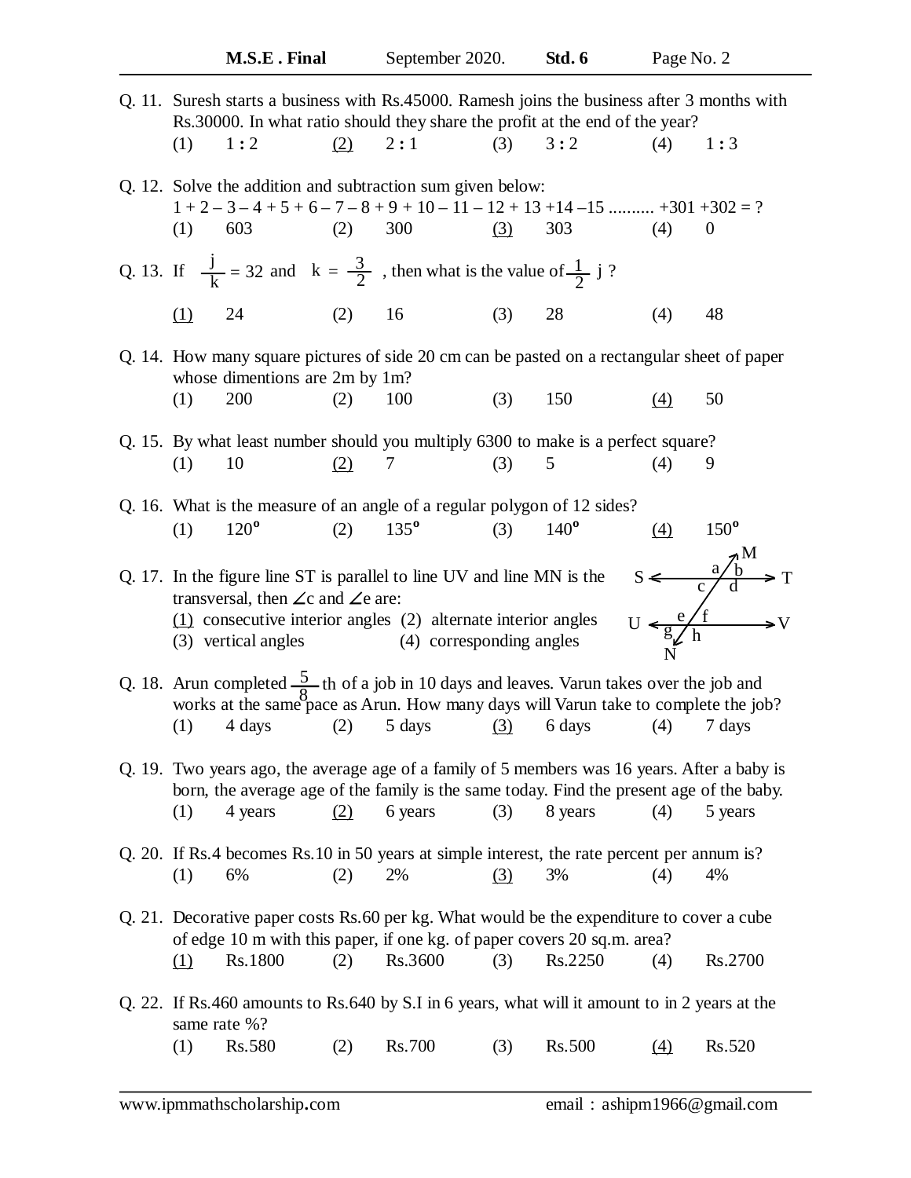Q. 11. Suresh starts a business with Rs.45000. Ramesh joins the business after 3 months with Rs.30000. In what ratio should they share the profit at the end of the year?

(1) 1 : 2 (2) 2 : 1 (3) 3 : 2 (4) 1 : 3

Q. 12. Solve the addition and subtraction sum given below:

1 + 2 – 3 – 4 + 5 + 6 – 7 – 8 + 9 + 10 – 11 – 12 + 13 +14 –15 .......... +301 +302 = ?

(1) 603 (2) 300 (3) 303 (4) 0

Q. 13. If $\frac{j}{k} = 32$ and $k = \frac{3}{2}$, then what is the value of $\frac{1}{2}$ j ?

(1) 24 (2) 16 (3) 28 (4) 48

Q. 14. How many square pictures of side 20 cm can be pasted on a rectangular sheet of paper whose dimentions are 2m by 1m?

(1) 200 (2) 100 (3) 150 (4) 50

Q. 15. By what least number should you multiply 6300 to make is a perfect square?

(1) 10 (2) 7 (3) 5 (4) 9

Q. 16. What is the measure of an angle of a regular polygon of 12 sides?

(1) $120^{o}$ (2) $135^{o}$ (3) $140^{o}$ (4) $150^{o}$

Q. 17. In the figure line ST is parallel to line UV and line MN is the transversal, then $\angle$c and $\angle$e are:

(1) consecutive interior angles (2) alternate interior angles

(3) vertical angles (4) corresponding angles

Q. 18. Arun completed $\frac{5}{8}$th of a job in 10 days and leaves. Varun takes over the job and works at the same pace as Arun. How many days will Varun take to complete the job?

(1) 4 days (2) 5 days (3) 6 days (4) 7 days

Q. 19. Two years ago, the average age of a family of 5 members was 16 years. After a baby is born, the average age of the family is the same today. Find the present age of the baby.

(1) 4 years (2) 6 years (3) 8 years (4) 5 years

Q. 20. If Rs.4 becomes Rs.10 in 50 years at simple interest, the rate percent per annum is?

(1) 6% (2) 2% (3) 3% (4) 4%

Q. 21. Decorative paper costs Rs.60 per kg. What would be the expenditure to cover a cube of edge 10 m with this paper, if one kg. of paper covers 20 sq.m. area?

(1) Rs.1800 (2) Rs.3600 (3) Rs.2250 (4) Rs.2700

Q. 22. If Rs.460 amounts to Rs.640 by S.I in 6 years, what will it amount to in 2 years at the same rate %?

(1) Rs.580 (2) Rs.700 (3) Rs.500 (4) Rs.520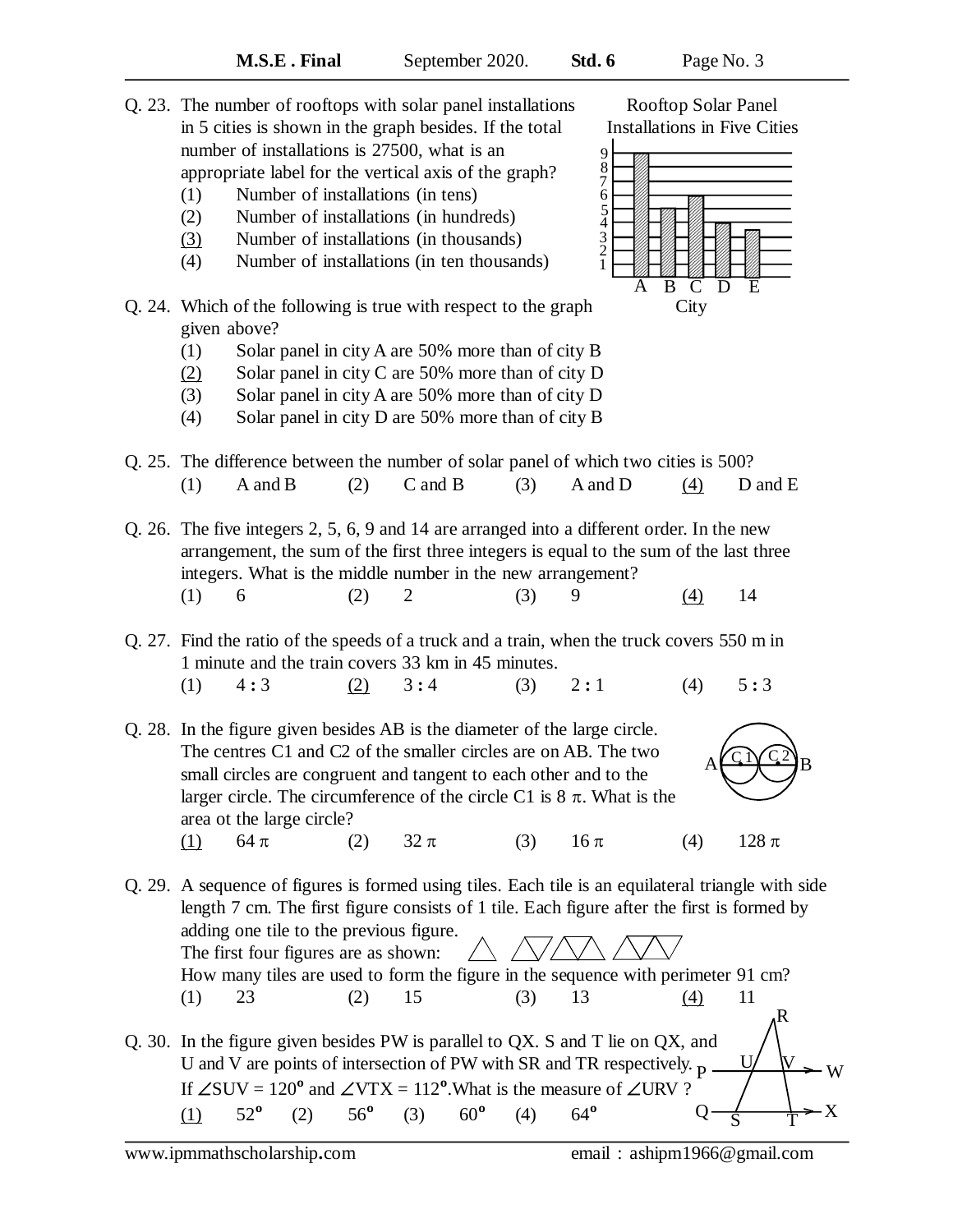Q. 23. The number of rooftops with solar panel installations in 5 cities is shown in the graph besides. If the total number of installations is 27500, what is an appropriate label for the vertical axis of the graph?

(1) Number of installations (in tens)
(2) Number of installations (in hundreds)
(3) Number of installations (in thousands)
(4) Number of installations (in ten thousands)

Rooftop Solar Panel Installations in Five Cities

Q. 24. Which of the following is true with respect to the graph given above?

(1) Solar panel in city A are 50% more than of city B
(2) Solar panel in city C are 50% more than of city D
(3) Solar panel in city A are 50% more than of city D
(4) Solar panel in city D are 50% more than of city B

Q. 25. The difference between the number of solar panel of which two cities is 500?

(1) A and B (2) C and B (3) A and D (4) D and E

Q. 26. The five integers 2, 5, 6, 9 and 14 are arranged into a different order. In the new arrangement, the sum of the first three integers is equal to the sum of the last three integers. What is the middle number in the new arrangement?

(1) 6 (2) 2 (3) 9 (4) 14

Q. 27. Find the ratio of the speeds of a truck and a train, when the truck covers 550 m in 1 minute and the train covers 33 km in 45 minutes.

(1) 4 : 3 (2) 3 : 4 (3) 2 : 1 (4) 5 : 3

Q. 28. In the figure given besides AB is the diameter of the large circle. The centres C1 and C2 of the smaller circles are on AB. The two small circles are congruent and tangent to each other and to the larger circle. The circumference of the circle C1 is $8\pi$. What is the area ot the large circle?

(1) $64\pi$ (2) $32\pi$ (3) $16\pi$ (4) $128\pi$

Q. 29. A sequence of figures is formed using tiles. Each tile is an equilateral triangle with side length 7 cm. The first figure consists of 1 tile. Each figure after the first is formed by adding one tile to the previous figure.
The first four figures are as shown:
How many tiles are used to form the figure in the sequence with perimeter 91 cm?

(1) 23 (2) 15 (3) 13 (4) 11

Q. 30. In the figure given besides PW is parallel to QX. S and T lie on QX, and U and V are points of intersection of PW with SR and TR respectively. If $\angle SUV = 120^\circ$ and $\angle VTX = 112^\circ$. What is the measure of $\angle URV$ ?

(1) $52^\circ$ (2) $56^\circ$ (3) $60^\circ$ (4) $64^\circ$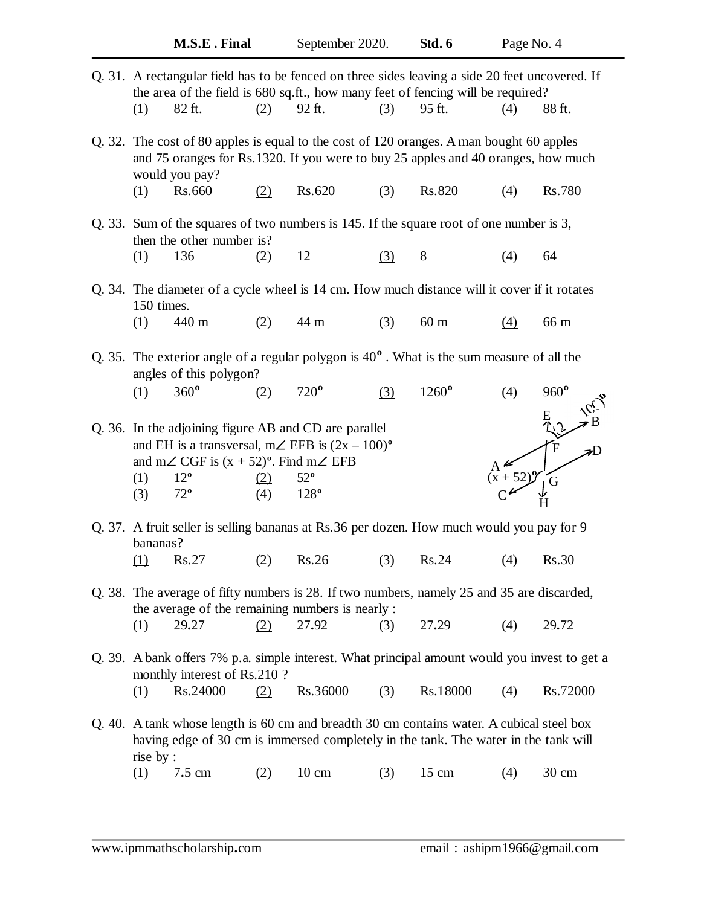Q. 31. A rectangular field has to be fenced on three sides leaving a side 20 feet uncovered. If the area of the field is 680 sq.ft., how many feet of fencing will be required?

(1) 82 ft. (2) 92 ft. (3) 95 ft. <u>(4)</u> 88 ft.

Q. 32. The cost of 80 apples is equal to the cost of 120 oranges. A man bought 60 apples and 75 oranges for Rs.1320. If you were to buy 25 apples and 40 oranges, how much would you pay?

(1) Rs.660 <u>(2)</u> Rs.620 (3) Rs.820 (4) Rs.780

Q. 33. Sum of the squares of two numbers is 145. If the square root of one number is 3, then the other number is?

(1) 136 (2) 12 <u>(3)</u> 8 (4) 64

Q. 34. The diameter of a cycle wheel is 14 cm. How much distance will it cover if it rotates 150 times.

(1) 440 m (2) 44 m (3) 60 m <u>(4)</u> 66 m

Q. 35. The exterior angle of a regular polygon is $40^{o}$. What is the sum measure of all the angles of this polygon?

(1) $360^{o}$ (2) $720^{o}$ <u>(3)</u> $1260^{o}$ (4) $960^{o}$

Q. 36. In the adjoining figure AB and CD are parallel and EH is a transversal, m∠ EFB is $(2x – 100)^{o}$ and m∠ CGF is $(x + 52)^{o}$. Find m∠ EFB

(1) $12^{o}$ <u>(2)</u> $52^{o}$
(3) $72^{o}$ (4) $128^{o}$

E
$(2x - 100)^{o}$
B
F
D
A
$(x + 52)^{o}$
G
C
H

Q. 37. A fruit seller is selling bananas at Rs.36 per dozen. How much would you pay for 9 bananas?

<u>(1)</u> Rs.27 (2) Rs.26 (3) Rs.24 (4) Rs.30

Q. 38. The average of fifty numbers is 28. If two numbers, namely 25 and 35 are discarded, the average of the remaining numbers is nearly :

(1) 29.27 <u>(2)</u> 27.92 (3) 27.29 (4) 29.72

Q. 39. A bank offers 7% p.a. simple interest. What principal amount would you invest to get a monthly interest of Rs.210 ?

(1) Rs.24000 <u>(2)</u> Rs.36000 (3) Rs.18000 (4) Rs.72000

Q. 40. A tank whose length is 60 cm and breadth 30 cm contains water. A cubical steel box having edge of 30 cm is immersed completely in the tank. The water in the tank will rise by :

(1) 7.5 cm (2) 10 cm <u>(3)</u> 15 cm (4) 30 cm